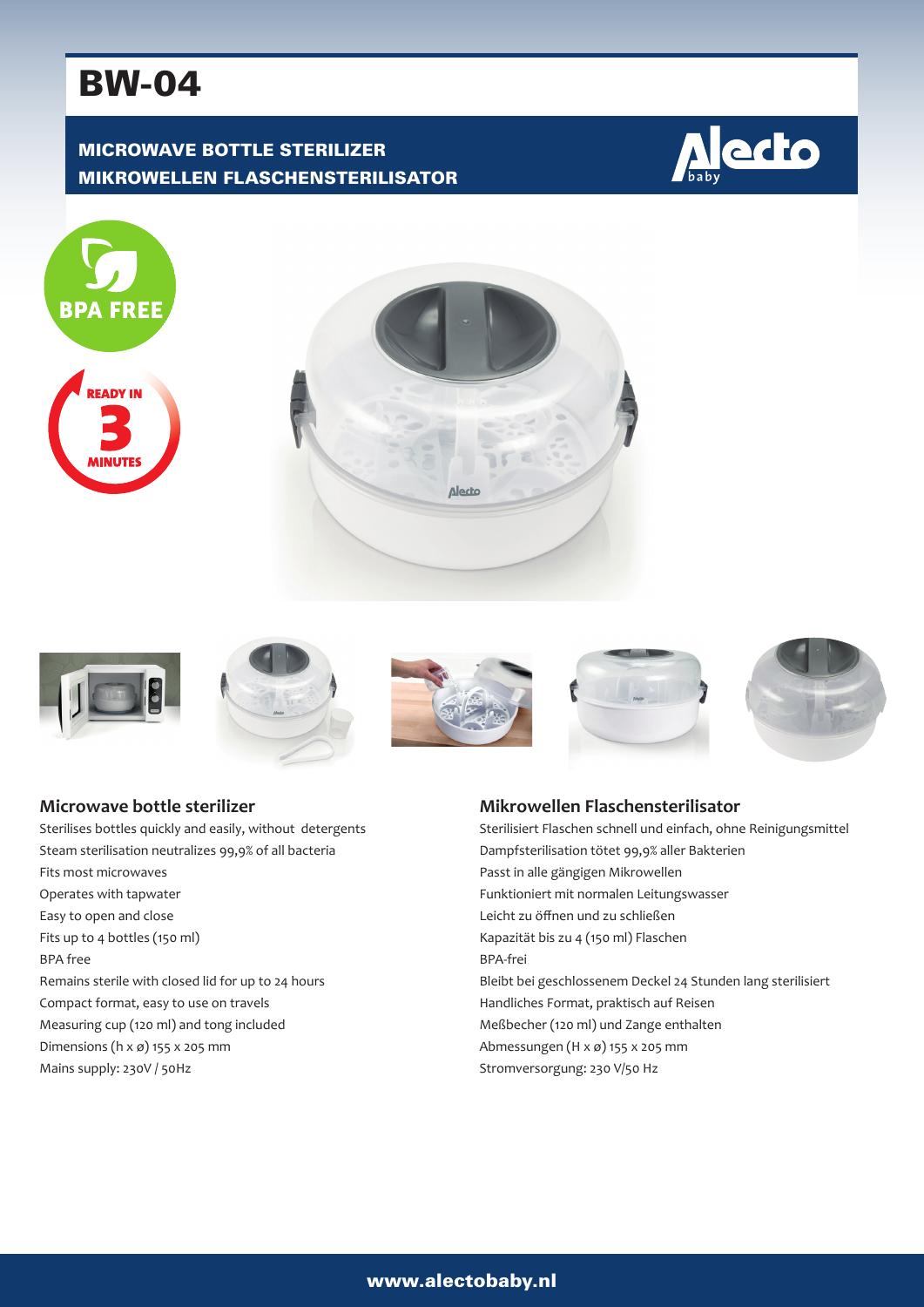# BW-04

## MICROWAVE BOTTLE STERILIZER
## MIKROWELLEN FLASCHENSTERILISATOR

BPA FREE

READY IN 3 MINUTES

### Microwave bottle sterilizer

Sterilises bottles quickly and easily, without detergents
Steam sterilisation neutralizes 99,9% of all bacteria
Fits most microwaves
Operates with tapwater
Easy to open and close
Fits up to 4 bottles (150 ml)
BPA free
Remains sterile with closed lid for up to 24 hours
Compact format, easy to use on travels
Measuring cup (120 ml) and tong included
Dimensions (h x ø) 155 x 205 mm
Mains supply: 230V / 50Hz

### Mikrowellen Flaschensterilisator

Sterilisiert Flaschen schnell und einfach, ohne Reinigungsmittel
Dampfsterilisation tötet 99,9% aller Bakterien
Passt in alle gängigen Mikrowellen
Funktioniert mit normalen Leitungswasser
Leicht zu öffnen und zu schließen
Kapazität bis zu 4 (150 ml) Flaschen
BPA-frei
Bleibt bei geschlossenem Deckel 24 Stunden lang sterilisiert
Handliches Format, praktisch auf Reisen
Meßbecher (120 ml) und Zange enthalten
Abmessungen (H x ø) 155 x 205 mm
Stromversorgung: 230 V/50 Hz

www.alectobaby.nl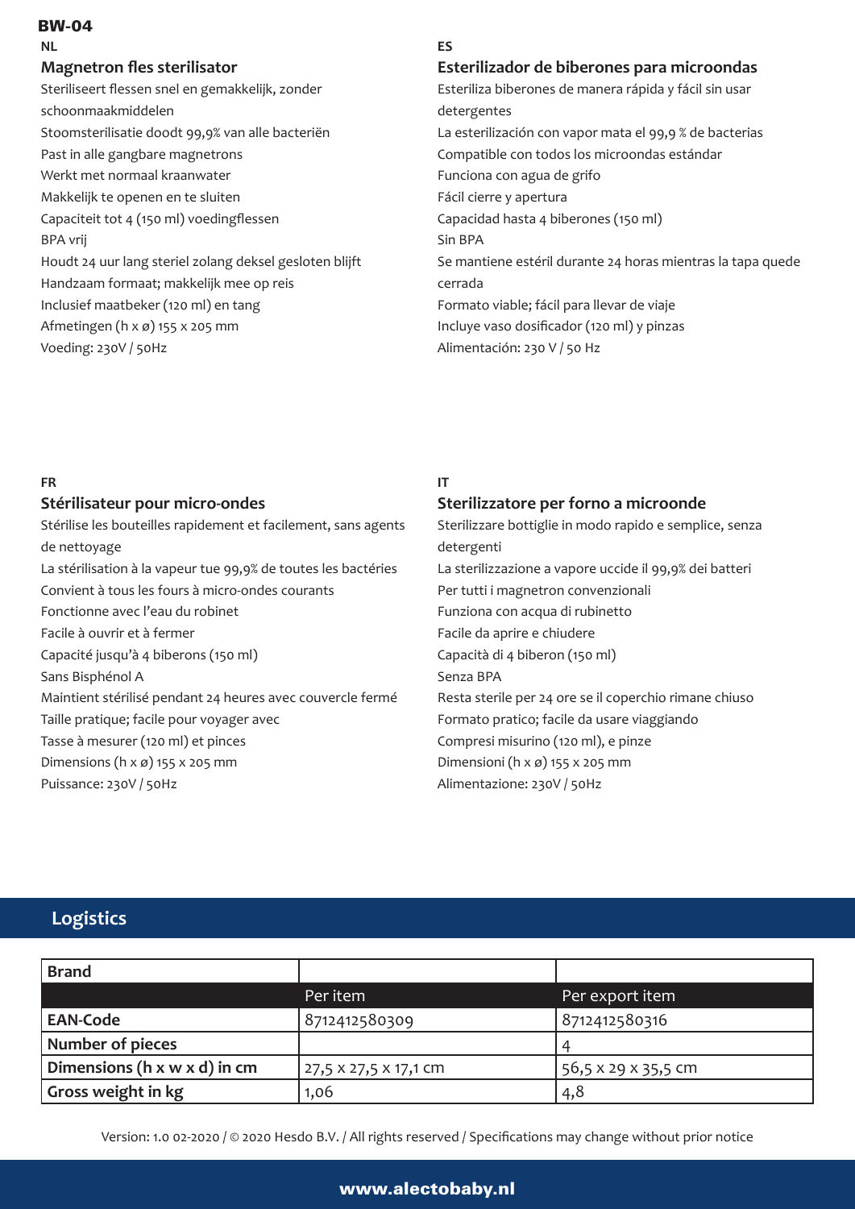**BW-04**

**NL**

## Magnetron fles sterilisator

Steriliseert flessen snel en gemakkelijk, zonder schoonmaakmiddelen
Stoomsterilisatie doodt 99,9% van alle bacteriën
Past in alle gangbare magnetrons
Werkt met normaal kraanwater
Makkelijk te openen en te sluiten
Capaciteit tot 4 (150 ml) voedingflessen
BPA vrij
Houdt 24 uur lang steriel zolang deksel gesloten blijft
Handzaam formaat; makkelijk mee op reis
Inclusief maatbeker (120 ml) en tang
Afmetingen (h x ø) 155 x 205 mm
Voeding: 230V / 50Hz

**ES**

## Esterilizador de biberones para microondas

Esteriliza biberones de manera rápida y fácil sin usar detergentes
La esterilización con vapor mata el 99,9 % de bacterias
Compatible con todos los microondas estándar
Funciona con agua de grifo
Fácil cierre y apertura
Capacidad hasta 4 biberones (150 ml)
Sin BPA
Se mantiene estéril durante 24 horas mientras la tapa quede cerrada
Formato viable; fácil para llevar de viaje
Incluye vaso dosificador (120 ml) y pinzas
Alimentación: 230 V / 50 Hz

**FR**

## Stérilisateur pour micro-ondes

Stérilise les bouteilles rapidement et facilement, sans agents de nettoyage
La stérilisation à la vapeur tue 99,9% de toutes les bactéries
Convient à tous les fours à micro-ondes courants
Fonctionne avec l'eau du robinet
Facile à ouvrir et à fermer
Capacité jusqu'à 4 biberons (150 ml)
Sans Bisphénol A
Maintient stérilisé pendant 24 heures avec couvercle fermé
Taille pratique; facile pour voyager avec
Tasse à mesurer (120 ml) et pinces
Dimensions (h x ø) 155 x 205 mm
Puissance: 230V / 50Hz

**IT**

## Sterilizzatore per forno a microonde

Sterilizzare bottiglie in modo rapido e semplice, senza detergenti
La sterilizzazione a vapore uccide il 99,9% dei batteri
Per tutti i magnetron convenzionali
Funziona con acqua di rubinetto
Facile da aprire e chiudere
Capacità di 4 biberon (150 ml)
Senza BPA
Resta sterile per 24 ore se il coperchio rimane chiuso
Formato pratico; facile da usare viaggiando
Compresi misurino (120 ml), e pinze
Dimensioni (h x ø) 155 x 205 mm
Alimentazione: 230V / 50Hz

## Logistics

| Brand | | |
|---|---|---|
| | Per item | Per export item |
| **EAN-Code** | 8712412580309 | 8712412580316 |
| **Number of pieces** | | 4 |
| **Dimensions (h x w x d) in cm** | 27,5 x 27,5 x 17,1 cm | 56,5 x 29 x 35,5 cm |
| **Gross weight in kg** | 1,06 | 4,8 |

Version: 1.0 02-2020 / © 2020 Hesdo B.V. / All rights reserved / Specifications may change without prior notice

www.alectobaby.nl